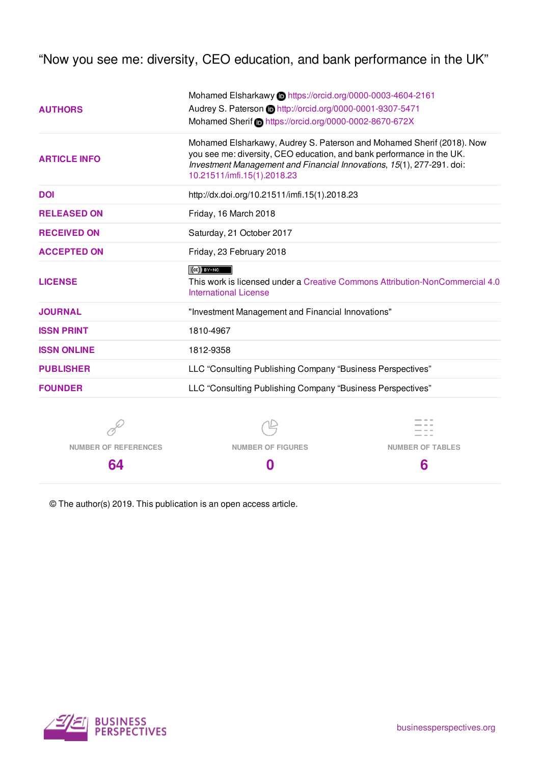# "Now you see me: diversity, CEO education, and bank performance in the UK"

| | |
|---|---|
| **AUTHORS** | Mohamed Elsharkawy https://orcid.org/0000-0003-4604-2161<br>Audrey S. Paterson http://orcid.org/0000-0001-9307-5471<br>Mohamed Sherif https://orcid.org/0000-0002-8670-672X |
| **ARTICLE INFO** | Mohamed Elsharkawy, Audrey S. Paterson and Mohamed Sherif (2018). Now you see me: diversity, CEO education, and bank performance in the UK. *Investment Management and Financial Innovations*, *15*(1), 277-291. doi: 10.21511/imfi.15(1).2018.23 |
| **DOI** | http://dx.doi.org/10.21511/imfi.15(1).2018.23 |
| **RELEASED ON** | Friday, 16 March 2018 |
| **RECEIVED ON** | Saturday, 21 October 2017 |
| **ACCEPTED ON** | Friday, 23 February 2018 |
| **LICENSE** | This work is licensed under a Creative Commons Attribution-NonCommercial 4.0 International License |
| **JOURNAL** | "Investment Management and Financial Innovations" |
| **ISSN PRINT** | 1810-4967 |
| **ISSN ONLINE** | 1812-9358 |
| **PUBLISHER** | LLC "Consulting Publishing Company "Business Perspectives" |
| **FOUNDER** | LLC "Consulting Publishing Company "Business Perspectives" |

| NUMBER OF REFERENCES | NUMBER OF FIGURES | NUMBER OF TABLES |
|---|---|---|
| 64 | 0 | 6 |

© The author(s) 2019. This publication is an open access article.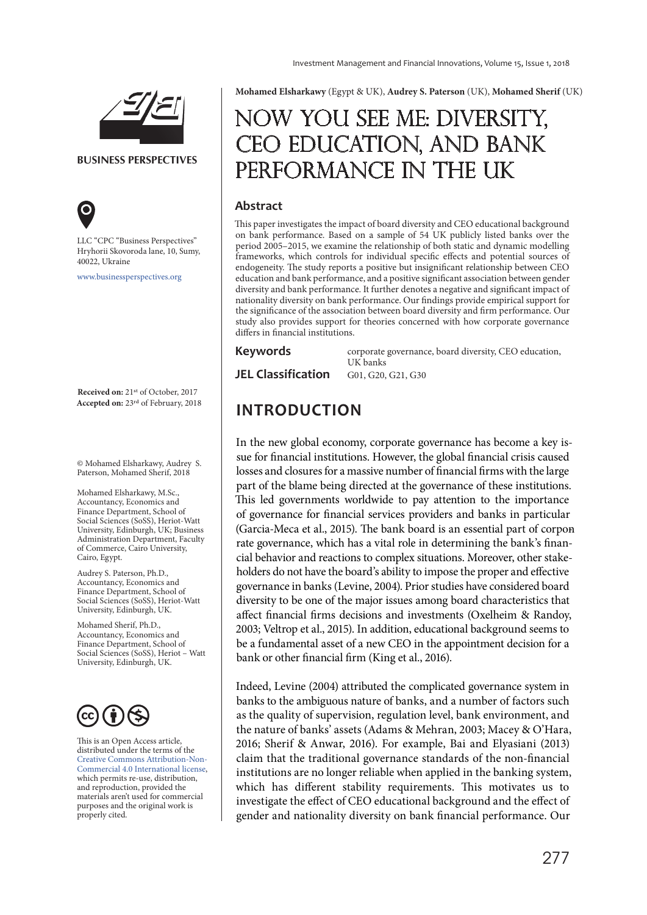Mohamed Elsharkawy (Egypt & UK), Audrey S. Paterson (UK), Mohamed Sherif (UK)

# NOW YOU SEE ME: DIVERSITY, CEO EDUCATION, AND BANK PERFORMANCE IN THE UK

## Abstract

This paper investigates the impact of board diversity and CEO educational background on bank performance. Based on a sample of 54 UK publicly listed banks over the period 2005–2015, we examine the relationship of both static and dynamic modelling frameworks, which controls for individual specific effects and potential sources of endogeneity. The study reports a positive but insignificant relationship between CEO education and bank performance, and a positive significant association between gender diversity and bank performance. It further denotes a negative and significant impact of nationality diversity on bank performance. Our findings provide empirical support for the significance of the association between board diversity and firm performance. Our study also provides support for theories concerned with how corporate governance differs in financial institutions.

**Keywords** corporate governance, board diversity, CEO education, UK banks

**JEL Classification** G01, G20, G21, G30

BUSINESS PERSPECTIVES

LLC "CPC "Business Perspectives" Hryhorii Skovoroda lane, 10, Sumy, 40022, Ukraine

www.businessperspectives.org

**Received on:** 21st of October, 2017
**Accepted on:** 23rd of February, 2018

© Mohamed Elsharkawy, Audrey S. Paterson, Mohamed Sherif, 2018

Mohamed Elsharkawy, M.Sc., Accountancy, Economics and Finance Department, School of Social Sciences (SoSS), Heriot-Watt University, Edinburgh, UK; Business Administration Department, Faculty of Commerce, Cairo University, Cairo, Egypt.

Audrey S. Paterson, Ph.D., Accountancy, Economics and Finance Department, School of Social Sciences (SoSS), Heriot-Watt University, Edinburgh, UK.

Mohamed Sherif, Ph.D., Accountancy, Economics and Finance Department, School of Social Sciences (SoSS), Heriot – Watt University, Edinburgh, UK.

This is an Open Access article, distributed under the terms of the Creative Commons Attribution-Non-Commercial 4.0 International license, which permits re-use, distribution, and reproduction, provided the materials aren't used for commercial purposes and the original work is properly cited.

## INTRODUCTION

In the new global economy, corporate governance has become a key issue for financial institutions. However, the global financial crisis caused losses and closures for a massive number of financial firms with the large part of the blame being directed at the governance of these institutions. This led governments worldwide to pay attention to the importance of governance for financial services providers and banks in particular (Garcia-Meca et al., 2015). The bank board is an essential part of corporate governance, which has a vital role in determining the bank's financial behavior and reactions to complex situations. Moreover, other stakeholders do not have the board's ability to impose the proper and effective governance in banks (Levine, 2004). Prior studies have considered board diversity to be one of the major issues among board characteristics that affect financial firms decisions and investments (Oxelheim & Randoy, 2003; Veltrop et al., 2015). In addition, educational background seems to be a fundamental asset of a new CEO in the appointment decision for a bank or other financial firm (King et al., 2016).

Indeed, Levine (2004) attributed the complicated governance system in banks to the ambiguous nature of banks, and a number of factors such as the quality of supervision, regulation level, bank environment, and the nature of banks' assets (Adams & Mehran, 2003; Macey & O'Hara, 2016; Sherif & Anwar, 2016). For example, Bai and Elyasiani (2013) claim that the traditional governance standards of the non-financial institutions are no longer reliable when applied in the banking system, which has different stability requirements. This motivates us to investigate the effect of CEO educational background and the effect of gender and nationality diversity on bank financial performance. Our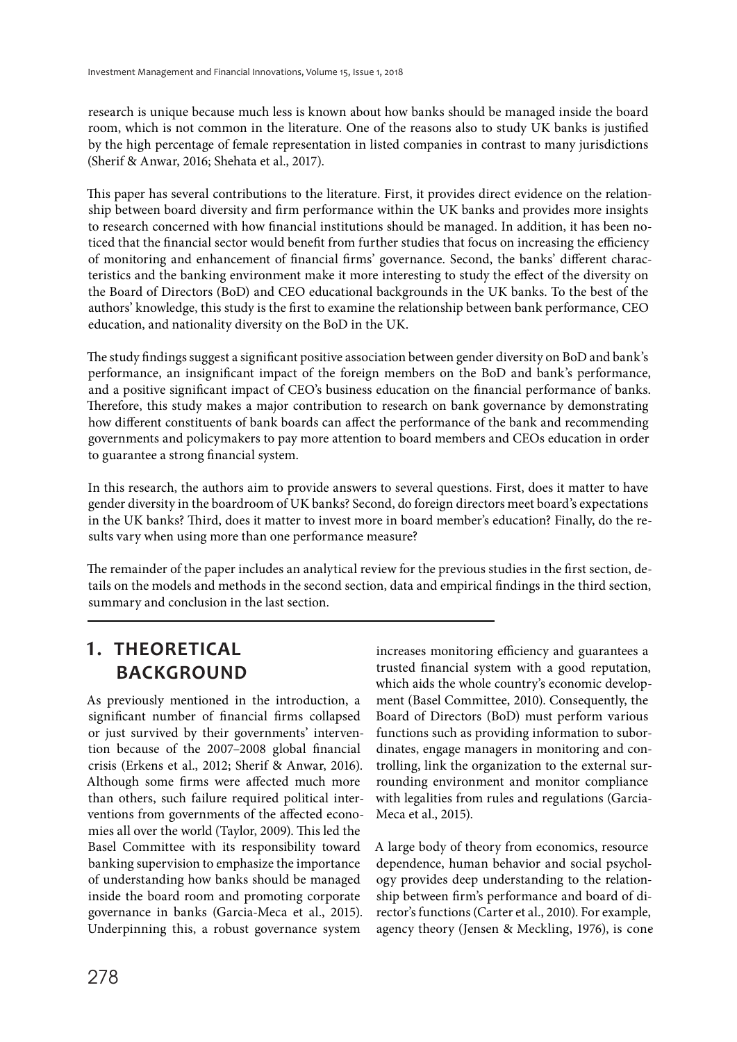research is unique because much less is known about how banks should be managed inside the board room, which is not common in the literature. One of the reasons also to study UK banks is justified by the high percentage of female representation in listed companies in contrast to many jurisdictions (Sherif & Anwar, 2016; Shehata et al., 2017).

This paper has several contributions to the literature. First, it provides direct evidence on the relationship between board diversity and firm performance within the UK banks and provides more insights to research concerned with how financial institutions should be managed. In addition, it has been noticed that the financial sector would benefit from further studies that focus on increasing the efficiency of monitoring and enhancement of financial firms' governance. Second, the banks' different characteristics and the banking environment make it more interesting to study the effect of the diversity on the Board of Directors (BoD) and CEO educational backgrounds in the UK banks. To the best of the authors' knowledge, this study is the first to examine the relationship between bank performance, CEO education, and nationality diversity on the BoD in the UK.

The study findings suggest a significant positive association between gender diversity on BoD and bank's performance, an insignificant impact of the foreign members on the BoD and bank's performance, and a positive significant impact of CEO's business education on the financial performance of banks. Therefore, this study makes a major contribution to research on bank governance by demonstrating how different constituents of bank boards can affect the performance of the bank and recommending governments and policymakers to pay more attention to board members and CEOs education in order to guarantee a strong financial system.

In this research, the authors aim to provide answers to several questions. First, does it matter to have gender diversity in the boardroom of UK banks? Second, do foreign directors meet board's expectations in the UK banks? Third, does it matter to invest more in board member's education? Finally, do the results vary when using more than one performance measure?

The remainder of the paper includes an analytical review for the previous studies in the first section, details on the models and methods in the second section, data and empirical findings in the third section, summary and conclusion in the last section.

## 1. THEORETICAL BACKGROUND

As previously mentioned in the introduction, a significant number of financial firms collapsed or just survived by their governments' intervention because of the 2007–2008 global financial crisis (Erkens et al., 2012; Sherif & Anwar, 2016). Although some firms were affected much more than others, such failure required political interventions from governments of the affected economies all over the world (Taylor, 2009). This led the Basel Committee with its responsibility toward banking supervision to emphasize the importance of understanding how banks should be managed inside the board room and promoting corporate governance in banks (Garcia-Meca et al., 2015). Underpinning this, a robust governance system increases monitoring efficiency and guarantees a trusted financial system with a good reputation, which aids the whole country's economic development (Basel Committee, 2010). Consequently, the Board of Directors (BoD) must perform various functions such as providing information to subordinates, engage managers in monitoring and controlling, link the organization to the external surrounding environment and monitor compliance with legalities from rules and regulations (Garcia-Meca et al., 2015).

A large body of theory from economics, resource dependence, human behavior and social psychology provides deep understanding to the relationship between firm's performance and board of director's functions (Carter et al., 2010). For example, agency theory (Jensen & Meckling, 1976), is cone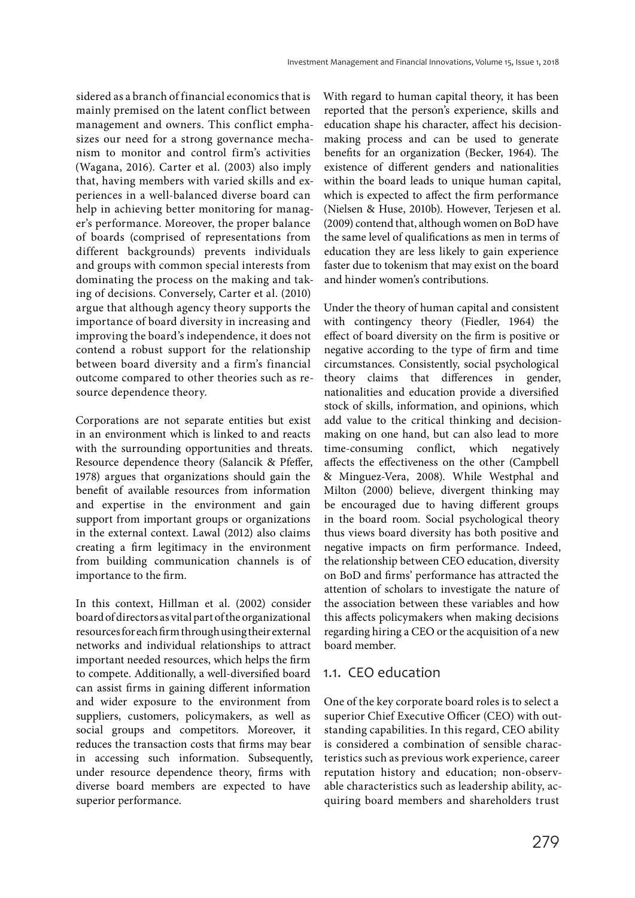sidered as a branch of financial economics that is mainly premised on the latent conflict between management and owners. This conflict emphasizes our need for a strong governance mechanism to monitor and control firm's activities (Wagana, 2016). Carter et al. (2003) also imply that, having members with varied skills and experiences in a well-balanced diverse board can help in achieving better monitoring for manager's performance. Moreover, the proper balance of boards (comprised of representations from different backgrounds) prevents individuals and groups with common special interests from dominating the process on the making and taking of decisions. Conversely, Carter et al. (2010) argue that although agency theory supports the importance of board diversity in increasing and improving the board's independence, it does not contend a robust support for the relationship between board diversity and a firm's financial outcome compared to other theories such as resource dependence theory.

Corporations are not separate entities but exist in an environment which is linked to and reacts with the surrounding opportunities and threats. Resource dependence theory (Salancik & Pfeffer, 1978) argues that organizations should gain the benefit of available resources from information and expertise in the environment and gain support from important groups or organizations in the external context. Lawal (2012) also claims creating a firm legitimacy in the environment from building communication channels is of importance to the firm.

In this context, Hillman et al. (2002) consider board of directors as vital part of the organizational resources for each firm through using their external networks and individual relationships to attract important needed resources, which helps the firm to compete. Additionally, a well-diversified board can assist firms in gaining different information and wider exposure to the environment from suppliers, customers, policymakers, as well as social groups and competitors. Moreover, it reduces the transaction costs that firms may bear in accessing such information. Subsequently, under resource dependence theory, firms with diverse board members are expected to have superior performance.

With regard to human capital theory, it has been reported that the person's experience, skills and education shape his character, affect his decision-making process and can be used to generate benefits for an organization (Becker, 1964). The existence of different genders and nationalities within the board leads to unique human capital, which is expected to affect the firm performance (Nielsen & Huse, 2010b). However, Terjesen et al. (2009) contend that, although women on BoD have the same level of qualifications as men in terms of education they are less likely to gain experience faster due to tokenism that may exist on the board and hinder women's contributions.

Under the theory of human capital and consistent with contingency theory (Fiedler, 1964) the effect of board diversity on the firm is positive or negative according to the type of firm and time circumstances. Consistently, social psychological theory claims that differences in gender, nationalities and education provide a diversified stock of skills, information, and opinions, which add value to the critical thinking and decision-making on one hand, but can also lead to more time-consuming conflict, which negatively affects the effectiveness on the other (Campbell & Minguez-Vera, 2008). While Westphal and Milton (2000) believe, divergent thinking may be encouraged due to having different groups in the board room. Social psychological theory thus views board diversity has both positive and negative impacts on firm performance. Indeed, the relationship between CEO education, diversity on BoD and firms' performance has attracted the attention of scholars to investigate the nature of the association between these variables and how this affects policymakers when making decisions regarding hiring a CEO or the acquisition of a new board member.

## 1.1. CEO education

One of the key corporate board roles is to select a superior Chief Executive Officer (CEO) with outstanding capabilities. In this regard, CEO ability is considered a combination of sensible characteristics such as previous work experience, career reputation history and education; non-observable characteristics such as leadership ability, acquiring board members and shareholders trust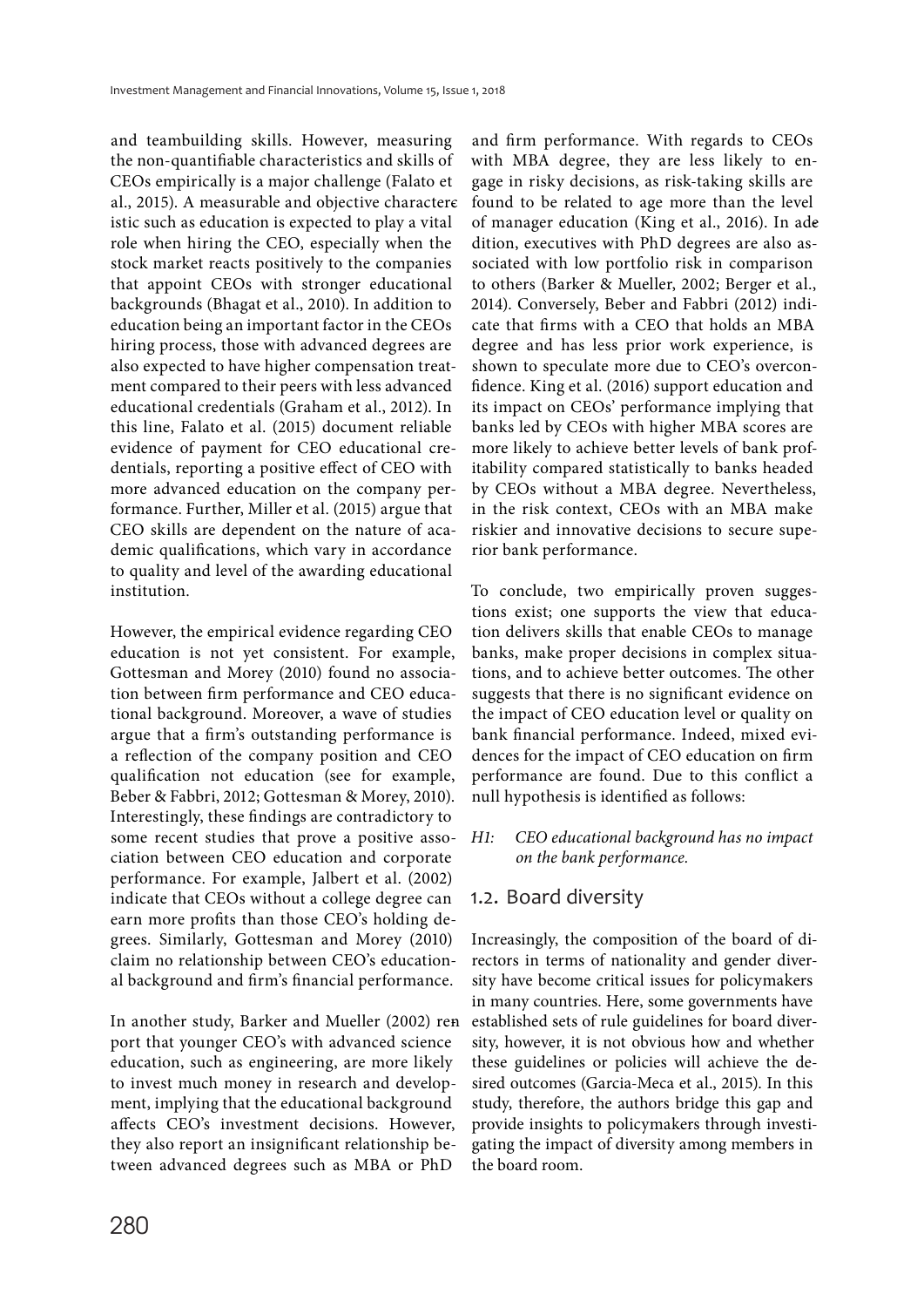and teambuilding skills. However, measuring the non-quantifiable characteristics and skills of CEOs empirically is a major challenge (Falato et al., 2015). A measurable and objective characteristic such as education is expected to play a vital role when hiring the CEO, especially when the stock market reacts positively to the companies that appoint CEOs with stronger educational backgrounds (Bhagat et al., 2010). In addition to education being an important factor in the CEOs hiring process, those with advanced degrees are also expected to have higher compensation treatment compared to their peers with less advanced educational credentials (Graham et al., 2012). In this line, Falato et al. (2015) document reliable evidence of payment for CEO educational credentials, reporting a positive effect of CEO with more advanced education on the company performance. Further, Miller et al. (2015) argue that CEO skills are dependent on the nature of academic qualifications, which vary in accordance to quality and level of the awarding educational institution.

However, the empirical evidence regarding CEO education is not yet consistent. For example, Gottesman and Morey (2010) found no association between firm performance and CEO educational background. Moreover, a wave of studies argue that a firm's outstanding performance is a reflection of the company position and CEO qualification not education (see for example, Beber & Fabbri, 2012; Gottesman & Morey, 2010). Interestingly, these findings are contradictory to some recent studies that prove a positive association between CEO education and corporate performance. For example, Jalbert et al. (2002) indicate that CEOs without a college degree can earn more profits than those CEO's holding degrees. Similarly, Gottesman and Morey (2010) claim no relationship between CEO's educational background and firm's financial performance.

In another study, Barker and Mueller (2002) report that younger CEO's with advanced science education, such as engineering, are more likely to invest much money in research and development, implying that the educational background affects CEO's investment decisions. However, they also report an insignificant relationship between advanced degrees such as MBA or PhD and firm performance. With regards to CEOs with MBA degree, they are less likely to engage in risky decisions, as risk-taking skills are found to be related to age more than the level of manager education (King et al., 2016). In addition, executives with PhD degrees are also associated with low portfolio risk in comparison to others (Barker & Mueller, 2002; Berger et al., 2014). Conversely, Beber and Fabbri (2012) indicate that firms with a CEO that holds an MBA degree and has less prior work experience, is shown to speculate more due to CEO's overconfidence. King et al. (2016) support education and its impact on CEOs' performance implying that banks led by CEOs with higher MBA scores are more likely to achieve better levels of bank profitability compared statistically to banks headed by CEOs without a MBA degree. Nevertheless, in the risk context, CEOs with an MBA make riskier and innovative decisions to secure superior bank performance.

To conclude, two empirically proven suggestions exist; one supports the view that education delivers skills that enable CEOs to manage banks, make proper decisions in complex situations, and to achieve better outcomes. The other suggests that there is no significant evidence on the impact of CEO education level or quality on bank financial performance. Indeed, mixed evidences for the impact of CEO education on firm performance are found. Due to this conflict a null hypothesis is identified as follows:

*H1: CEO educational background has no impact on the bank performance.*

## 1.2. Board diversity

Increasingly, the composition of the board of directors in terms of nationality and gender diversity have become critical issues for policymakers in many countries. Here, some governments have established sets of rule guidelines for board diversity, however, it is not obvious how and whether these guidelines or policies will achieve the desired outcomes (Garcia-Meca et al., 2015). In this study, therefore, the authors bridge this gap and provide insights to policymakers through investigating the impact of diversity among members in the board room.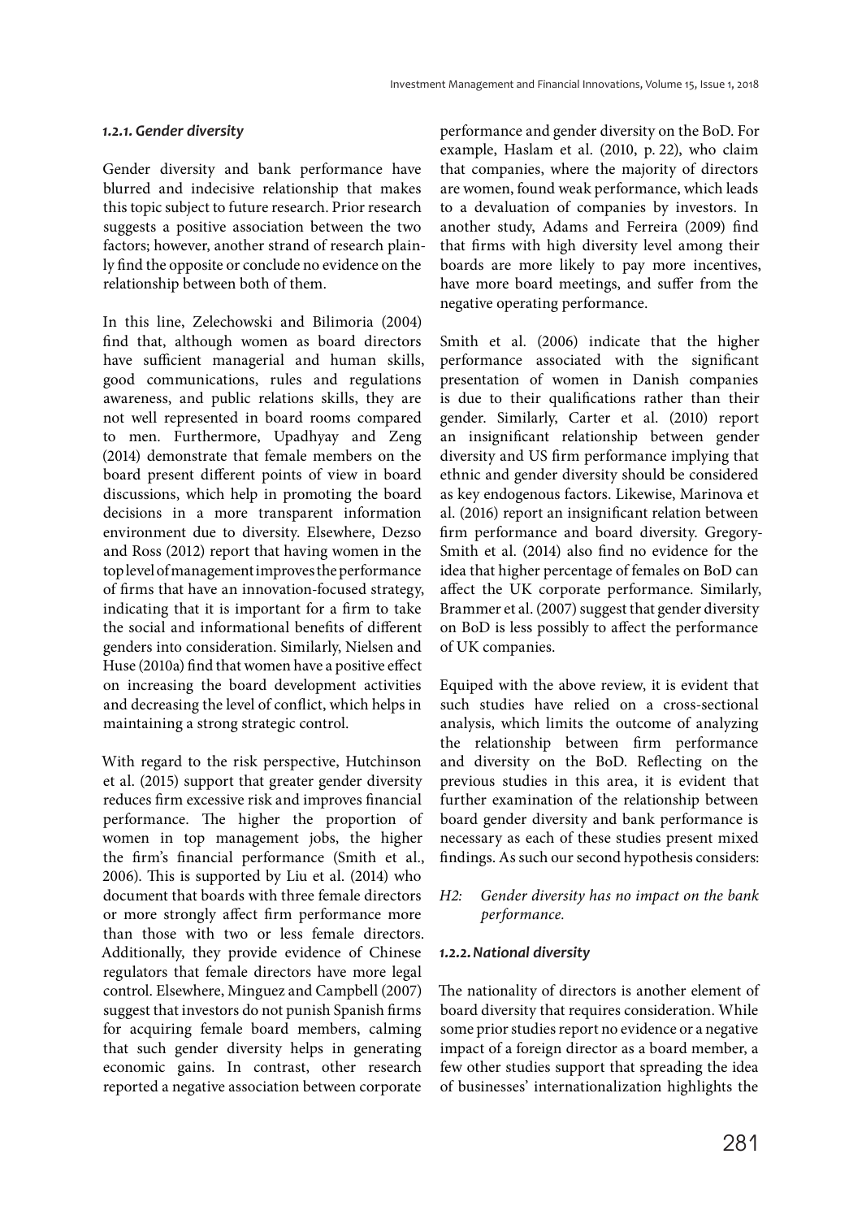#### *1.2.1. Gender diversity*

Gender diversity and bank performance have blurred and indecisive relationship that makes this topic subject to future research. Prior research suggests a positive association between the two factors; however, another strand of research plainly find the opposite or conclude no evidence on the relationship between both of them.

In this line, Zelechowski and Bilimoria (2004) find that, although women as board directors have sufficient managerial and human skills, good communications, rules and regulations awareness, and public relations skills, they are not well represented in board rooms compared to men. Furthermore, Upadhyay and Zeng (2014) demonstrate that female members on the board present different points of view in board discussions, which help in promoting the board decisions in a more transparent information environment due to diversity. Elsewhere, Dezso and Ross (2012) report that having women in the top level of management improves the performance of firms that have an innovation-focused strategy, indicating that it is important for a firm to take the social and informational benefits of different genders into consideration. Similarly, Nielsen and Huse (2010a) find that women have a positive effect on increasing the board development activities and decreasing the level of conflict, which helps in maintaining a strong strategic control.

With regard to the risk perspective, Hutchinson et al. (2015) support that greater gender diversity reduces firm excessive risk and improves financial performance. The higher the proportion of women in top management jobs, the higher the firm's financial performance (Smith et al., 2006). This is supported by Liu et al. (2014) who document that boards with three female directors or more strongly affect firm performance more than those with two or less female directors. Additionally, they provide evidence of Chinese regulators that female directors have more legal control. Elsewhere, Minguez and Campbell (2007) suggest that investors do not punish Spanish firms for acquiring female board members, calming that such gender diversity helps in generating economic gains. In contrast, other research reported a negative association between corporate performance and gender diversity on the BoD. For example, Haslam et al. (2010, p. 22), who claim that companies, where the majority of directors are women, found weak performance, which leads to a devaluation of companies by investors. In another study, Adams and Ferreira (2009) find that firms with high diversity level among their boards are more likely to pay more incentives, have more board meetings, and suffer from the negative operating performance.

Smith et al. (2006) indicate that the higher performance associated with the significant presentation of women in Danish companies is due to their qualifications rather than their gender. Similarly, Carter et al. (2010) report an insignificant relationship between gender diversity and US firm performance implying that ethnic and gender diversity should be considered as key endogenous factors. Likewise, Marinova et al. (2016) report an insignificant relation between firm performance and board diversity. Gregory-Smith et al. (2014) also find no evidence for the idea that higher percentage of females on BoD can affect the UK corporate performance. Similarly, Brammer et al. (2007) suggest that gender diversity on BoD is less possibly to affect the performance of UK companies.

Equiped with the above review, it is evident that such studies have relied on a cross-sectional analysis, which limits the outcome of analyzing the relationship between firm performance and diversity on the BoD. Reflecting on the previous studies in this area, it is evident that further examination of the relationship between board gender diversity and bank performance is necessary as each of these studies present mixed findings. As such our second hypothesis considers:

*H2: Gender diversity has no impact on the bank performance.*

#### *1.2.2. National diversity*

The nationality of directors is another element of board diversity that requires consideration. While some prior studies report no evidence or a negative impact of a foreign director as a board member, a few other studies support that spreading the idea of businesses' internationalization highlights the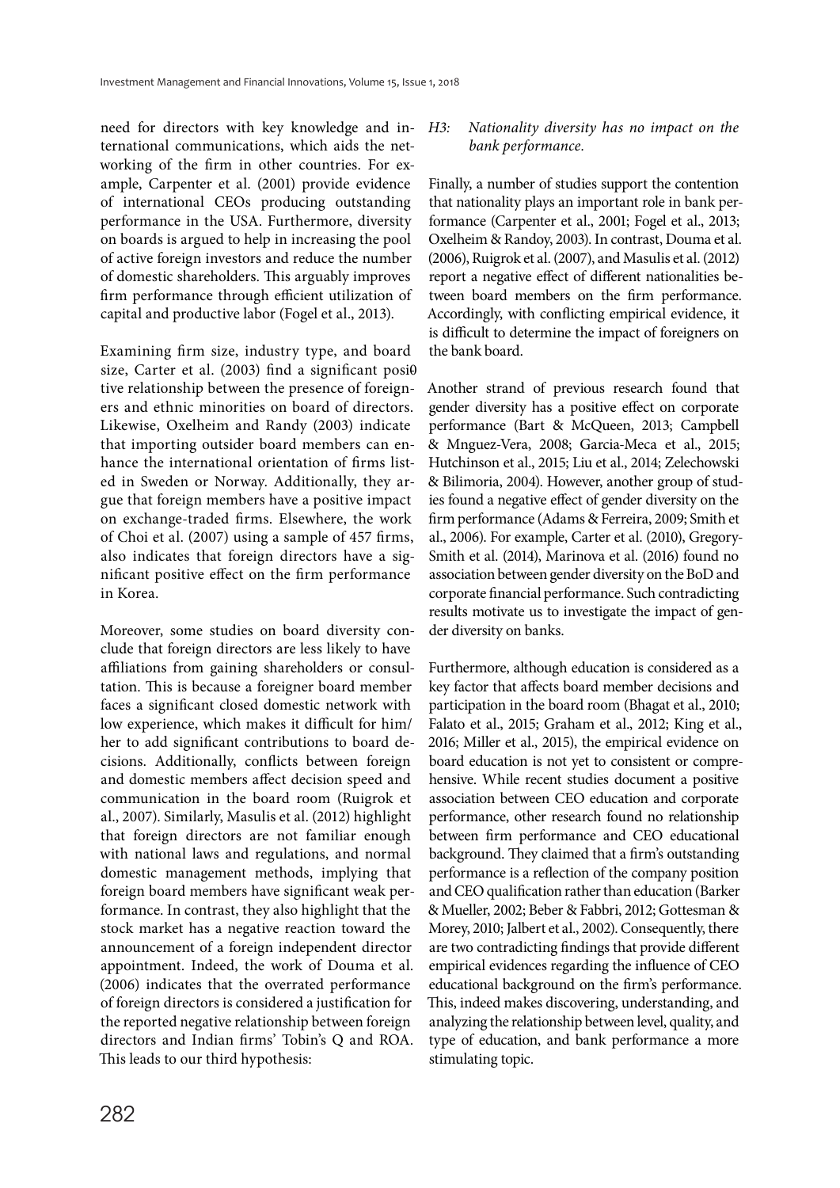need for directors with key knowledge and international communications, which aids the networking of the firm in other countries. For example, Carpenter et al. (2001) provide evidence of international CEOs producing outstanding performance in the USA. Furthermore, diversity on boards is argued to help in increasing the pool of active foreign investors and reduce the number of domestic shareholders. This arguably improves firm performance through efficient utilization of capital and productive labor (Fogel et al., 2013).

Examining firm size, industry type, and board size, Carter et al. (2003) find a significant positive relationship between the presence of foreigners and ethnic minorities on board of directors. Likewise, Oxelheim and Randy (2003) indicate that importing outsider board members can enhance the international orientation of firms listed in Sweden or Norway. Additionally, they argue that foreign members have a positive impact on exchange-traded firms. Elsewhere, the work of Choi et al. (2007) using a sample of 457 firms, also indicates that foreign directors have a significant positive effect on the firm performance in Korea.

Moreover, some studies on board diversity conclude that foreign directors are less likely to have affiliations from gaining shareholders or consultation. This is because a foreigner board member faces a significant closed domestic network with low experience, which makes it difficult for him/her to add significant contributions to board decisions. Additionally, conflicts between foreign and domestic members affect decision speed and communication in the board room (Ruigrok et al., 2007). Similarly, Masulis et al. (2012) highlight that foreign directors are not familiar enough with national laws and regulations, and normal domestic management methods, implying that foreign board members have significant weak performance. In contrast, they also highlight that the stock market has a negative reaction toward the announcement of a foreign independent director appointment. Indeed, the work of Douma et al. (2006) indicates that the overrated performance of foreign directors is considered a justification for the reported negative relationship between foreign directors and Indian firms' Tobin's Q and ROA. This leads to our third hypothesis:

*H3: Nationality diversity has no impact on the bank performance.*

Finally, a number of studies support the contention that nationality plays an important role in bank performance (Carpenter et al., 2001; Fogel et al., 2013; Oxelheim & Randoy, 2003). In contrast, Douma et al. (2006), Ruigrok et al. (2007), and Masulis et al. (2012) report a negative effect of different nationalities between board members on the firm performance. Accordingly, with conflicting empirical evidence, it is difficult to determine the impact of foreigners on the bank board.

Another strand of previous research found that gender diversity has a positive effect on corporate performance (Bart & McQueen, 2013; Campbell & Mnguez-Vera, 2008; Garcia-Meca et al., 2015; Hutchinson et al., 2015; Liu et al., 2014; Zelechowski & Bilimoria, 2004). However, another group of studies found a negative effect of gender diversity on the firm performance (Adams & Ferreira, 2009; Smith et al., 2006). For example, Carter et al. (2010), Gregory-Smith et al. (2014), Marinova et al. (2016) found no association between gender diversity on the BoD and corporate financial performance. Such contradicting results motivate us to investigate the impact of gender diversity on banks.

Furthermore, although education is considered as a key factor that affects board member decisions and participation in the board room (Bhagat et al., 2010; Falato et al., 2015; Graham et al., 2012; King et al., 2016; Miller et al., 2015), the empirical evidence on board education is not yet to consistent or comprehensive. While recent studies document a positive association between CEO education and corporate performance, other research found no relationship between firm performance and CEO educational background. They claimed that a firm's outstanding performance is a reflection of the company position and CEO qualification rather than education (Barker & Mueller, 2002; Beber & Fabbri, 2012; Gottesman & Morey, 2010; Jalbert et al., 2002). Consequently, there are two contradicting findings that provide different empirical evidences regarding the influence of CEO educational background on the firm's performance. This, indeed makes discovering, understanding, and analyzing the relationship between level, quality, and type of education, and bank performance a more stimulating topic.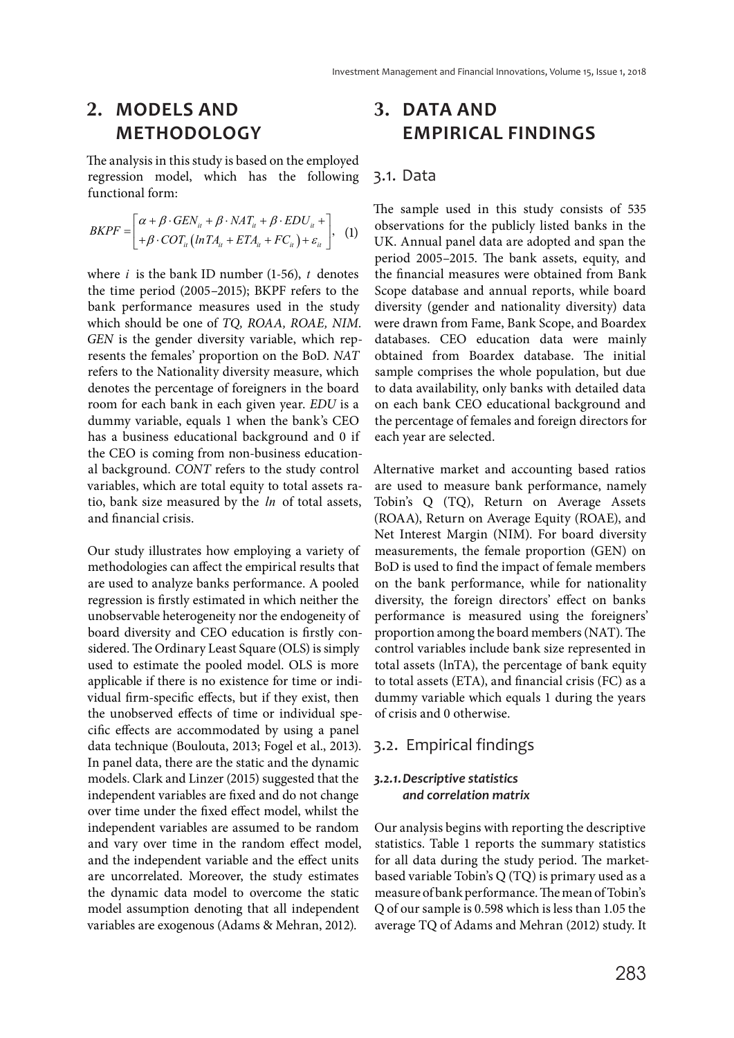## 2. MODELS AND METHODOLOGY

The analysis in this study is based on the employed regression model, which has the following functional form:

$$BKPF = \begin{bmatrix} \alpha + \beta \cdot GEN_{it} + \beta \cdot NAT_{it} + \beta \cdot EDU_{it} + \\ + \beta \cdot COT_{it} \left( lnTA_{it} + ETA_{it} + FC_{it} \right) + \varepsilon_{it} \end{bmatrix}, \quad (1)$$

where $i$ is the bank ID number (1-56), $t$ denotes the time period (2005–2015); BKPF refers to the bank performance measures used in the study which should be one of *TQ, ROAA, ROAE, NIM*. *GEN* is the gender diversity variable, which represents the females' proportion on the BoD. *NAT* refers to the Nationality diversity measure, which denotes the percentage of foreigners in the board room for each bank in each given year. *EDU* is a dummy variable, equals 1 when the bank's CEO has a business educational background and 0 if the CEO is coming from non-business educational background. *CONT* refers to the study control variables, which are total equity to total assets ratio, bank size measured by the *ln* of total assets, and financial crisis.

Our study illustrates how employing a variety of methodologies can affect the empirical results that are used to analyze banks performance. A pooled regression is firstly estimated in which neither the unobservable heterogeneity nor the endogeneity of board diversity and CEO education is firstly considered. The Ordinary Least Square (OLS) is simply used to estimate the pooled model. OLS is more applicable if there is no existence for time or individual firm-specific effects, but if they exist, then the unobserved effects of time or individual specific effects are accommodated by using a panel data technique (Boulouta, 2013; Fogel et al., 2013). In panel data, there are the static and the dynamic models. Clark and Linzer (2015) suggested that the independent variables are fixed and do not change over time under the fixed effect model, whilst the independent variables are assumed to be random and vary over time in the random effect model, and the independent variable and the effect units are uncorrelated. Moreover, the study estimates the dynamic data model to overcome the static model assumption denoting that all independent variables are exogenous (Adams & Mehran, 2012).

## 3. DATA AND EMPIRICAL FINDINGS

### 3.1. Data

The sample used in this study consists of 535 observations for the publicly listed banks in the UK. Annual panel data are adopted and span the period 2005–2015. The bank assets, equity, and the financial measures were obtained from Bank Scope database and annual reports, while board diversity (gender and nationality diversity) data were drawn from Fame, Bank Scope, and Boardex databases. CEO education data were mainly obtained from Boardex database. The initial sample comprises the whole population, but due to data availability, only banks with detailed data on each bank CEO educational background and the percentage of females and foreign directors for each year are selected.

Alternative market and accounting based ratios are used to measure bank performance, namely Tobin's Q (TQ), Return on Average Assets (ROAA), Return on Average Equity (ROAE), and Net Interest Margin (NIM). For board diversity measurements, the female proportion (GEN) on BoD is used to find the impact of female members on the bank performance, while for nationality diversity, the foreign directors' effect on banks performance is measured using the foreigners' proportion among the board members (NAT). The control variables include bank size represented in total assets (lnTA), the percentage of bank equity to total assets (ETA), and financial crisis (FC) as a dummy variable which equals 1 during the years of crisis and 0 otherwise.

### 3.2. Empirical findings

#### *3.2.1. Descriptive statistics and correlation matrix*

Our analysis begins with reporting the descriptive statistics. Table 1 reports the summary statistics for all data during the study period. The market-based variable Tobin's Q (TQ) is primary used as a measure of bank performance. The mean of Tobin's Q of our sample is 0.598 which is less than 1.05 the average TQ of Adams and Mehran (2012) study. It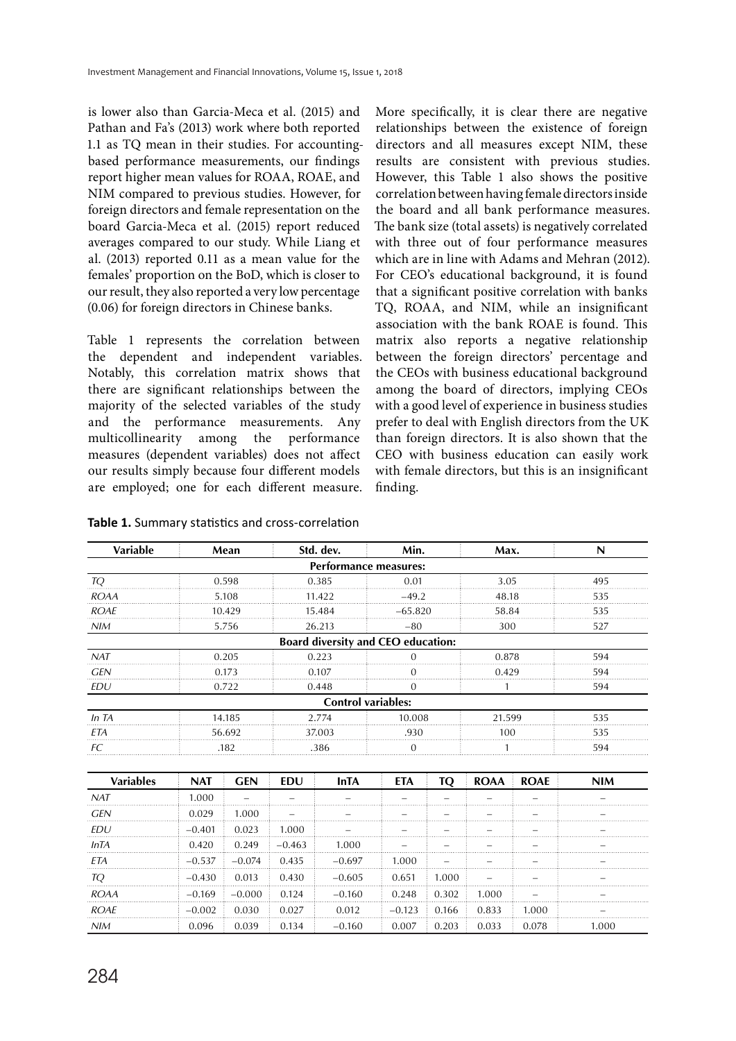is lower also than Garcia-Meca et al. (2015) and Pathan and Fa's (2013) work where both reported 1.1 as TQ mean in their studies. For accounting-based performance measurements, our findings report higher mean values for ROAA, ROAE, and NIM compared to previous studies. However, for foreign directors and female representation on the board Garcia-Meca et al. (2015) report reduced averages compared to our study. While Liang et al. (2013) reported 0.11 as a mean value for the females' proportion on the BoD, which is closer to our result, they also reported a very low percentage (0.06) for foreign directors in Chinese banks.

Table 1 represents the correlation between the dependent and independent variables. Notably, this correlation matrix shows that there are significant relationships between the majority of the selected variables of the study and the performance measurements. Any multicollinearity among the performance measures (dependent variables) does not affect our results simply because four different models are employed; one for each different measure. More specifically, it is clear there are negative relationships between the existence of foreign directors and all measures except NIM, these results are consistent with previous studies. However, this Table 1 also shows the positive correlation between having female directors inside the board and all bank performance measures. The bank size (total assets) is negatively correlated with three out of four performance measures which are in line with Adams and Mehran (2012). For CEO's educational background, it is found that a significant positive correlation with banks TQ, ROAA, and NIM, while an insignificant association with the bank ROAE is found. This matrix also reports a negative relationship between the foreign directors' percentage and the CEOs with business educational background among the board of directors, implying CEOs with a good level of experience in business studies prefer to deal with English directors from the UK than foreign directors. It is also shown that the CEO with business education can easily work with female directors, but this is an insignificant finding.

**Table 1.** Summary statistics and cross-correlation

| Variable | Mean | Std. dev. | Min. | Max. | N |
|---|---|---|---|---|---|
| **Performance measures:** | | | | | |
| *TQ* | 0.598 | 0.385 | 0.01 | 3.05 | 495 |
| *ROAA* | 5.108 | 11.422 | –49.2 | 48.18 | 535 |
| *ROAE* | 10.429 | 15.484 | –65.820 | 58.84 | 535 |
| *NIM* | 5.756 | 26.213 | –80 | 300 | 527 |
| **Board diversity and CEO education:** | | | | | |
| *NAT* | 0.205 | 0.223 | 0 | 0.878 | 594 |
| *GEN* | 0.173 | 0.107 | 0 | 0.429 | 594 |
| *EDU* | 0.722 | 0.448 | 0 | 1 | 594 |
| **Control variables:** | | | | | |
| *ln TA* | 14.185 | 2.774 | 10.008 | 21.599 | 535 |
| *ETA* | 56.692 | 37.003 | .930 | 100 | 535 |
| *FC* | .182 | .386 | 0 | 1 | 594 |

| Variables | NAT | GEN | EDU | lnTA | ETA | TQ | ROAA | ROAE | NIM |
|---|---|---|---|---|---|---|---|---|---|
| *NAT* | 1.000 | – | – | – | – | – | – | – | – |
| *GEN* | 0.029 | 1.000 | – | – | – | – | – | – | – |
| *EDU* | –0.401 | 0.023 | 1.000 | – | – | – | – | – | – |
| *lnTA* | 0.420 | 0.249 | –0.463 | 1.000 | – | – | – | – | – |
| *ETA* | –0.537 | –0.074 | 0.435 | –0.697 | 1.000 | – | – | – | – |
| *TQ* | –0.430 | 0.013 | 0.430 | –0.605 | 0.651 | 1.000 | – | – | – |
| *ROAA* | –0.169 | –0.000 | 0.124 | –0.160 | 0.248 | 0.302 | 1.000 | – | – |
| *ROAE* | –0.002 | 0.030 | 0.027 | 0.012 | –0.123 | 0.166 | 0.833 | 1.000 | – |
| *NIM* | 0.096 | 0.039 | 0.134 | –0.160 | 0.007 | 0.203 | 0.033 | 0.078 | 1.000 |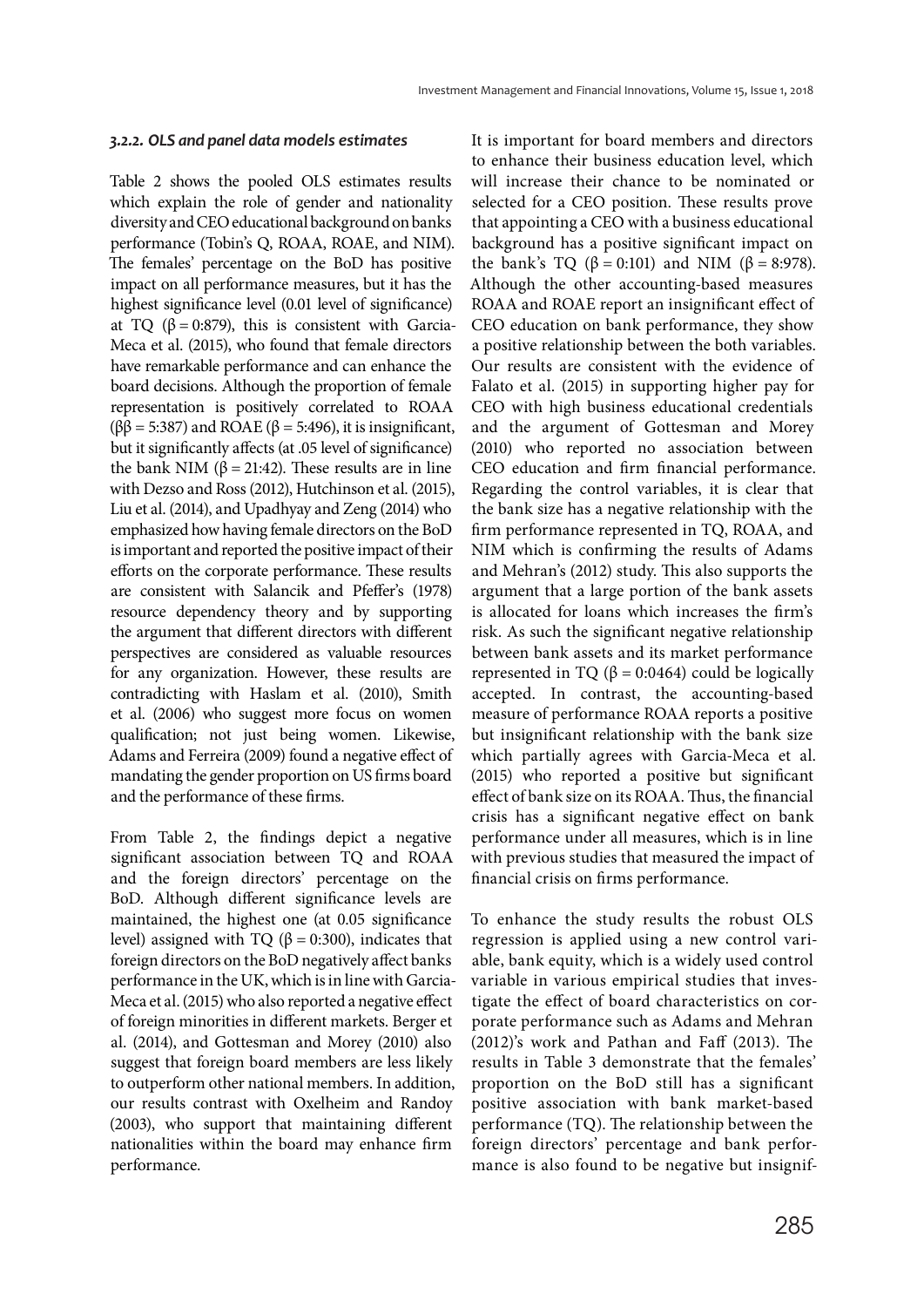### *3.2.2. OLS and panel data models estimates*

Table 2 shows the pooled OLS estimates results which explain the role of gender and nationality diversity and CEO educational background on banks performance (Tobin's Q, ROAA, ROAE, and NIM). The females' percentage on the BoD has positive impact on all performance measures, but it has the highest significance level (0.01 level of significance) at TQ ($\beta = 0{:}879$), this is consistent with Garcia-Meca et al. (2015), who found that female directors have remarkable performance and can enhance the board decisions. Although the proportion of female representation is positively correlated to ROAA ($\beta\beta = 5{:}387$) and ROAE ($\beta = 5{:}496$), it is insignificant, but it significantly affects (at .05 level of significance) the bank NIM ($\beta = 21{:}42$). These results are in line with Dezso and Ross (2012), Hutchinson et al. (2015), Liu et al. (2014), and Upadhyay and Zeng (2014) who emphasized how having female directors on the BoD is important and reported the positive impact of their efforts on the corporate performance. These results are consistent with Salancik and Pfeffer's (1978) resource dependency theory and by supporting the argument that different directors with different perspectives are considered as valuable resources for any organization. However, these results are contradicting with Haslam et al. (2010), Smith et al. (2006) who suggest more focus on women qualification; not just being women. Likewise, Adams and Ferreira (2009) found a negative effect of mandating the gender proportion on US firms board and the performance of these firms.

From Table 2, the findings depict a negative significant association between TQ and ROAA and the foreign directors' percentage on the BoD. Although different significance levels are maintained, the highest one (at 0.05 significance level) assigned with TQ ($\beta = 0{:}300$), indicates that foreign directors on the BoD negatively affect banks performance in the UK, which is in line with Garcia-Meca et al. (2015) who also reported a negative effect of foreign minorities in different markets. Berger et al. (2014), and Gottesman and Morey (2010) also suggest that foreign board members are less likely to outperform other national members. In addition, our results contrast with Oxelheim and Randoy (2003), who support that maintaining different nationalities within the board may enhance firm performance.

It is important for board members and directors to enhance their business education level, which will increase their chance to be nominated or selected for a CEO position. These results prove that appointing a CEO with a business educational background has a positive significant impact on the bank's TQ ($\beta = 0{:}101$) and NIM ($\beta = 8{:}978$). Although the other accounting-based measures ROAA and ROAE report an insignificant effect of CEO education on bank performance, they show a positive relationship between the both variables. Our results are consistent with the evidence of Falato et al. (2015) in supporting higher pay for CEO with high business educational credentials and the argument of Gottesman and Morey (2010) who reported no association between CEO education and firm financial performance. Regarding the control variables, it is clear that the bank size has a negative relationship with the firm performance represented in TQ, ROAA, and NIM which is confirming the results of Adams and Mehran's (2012) study. This also supports the argument that a large portion of the bank assets is allocated for loans which increases the firm's risk. As such the significant negative relationship between bank assets and its market performance represented in TQ ($\beta = 0{:}0464$) could be logically accepted. In contrast, the accounting-based measure of performance ROAA reports a positive but insignificant relationship with the bank size which partially agrees with Garcia-Meca et al. (2015) who reported a positive but significant effect of bank size on its ROAA. Thus, the financial crisis has a significant negative effect on bank performance under all measures, which is in line with previous studies that measured the impact of financial crisis on firms performance.

To enhance the study results the robust OLS regression is applied using a new control variable, bank equity, which is a widely used control variable in various empirical studies that investigate the effect of board characteristics on corporate performance such as Adams and Mehran (2012)'s work and Pathan and Faff (2013). The results in Table 3 demonstrate that the females' proportion on the BoD still has a significant positive association with bank market-based performance (TQ). The relationship between the foreign directors' percentage and bank performance is also found to be negative but insignif-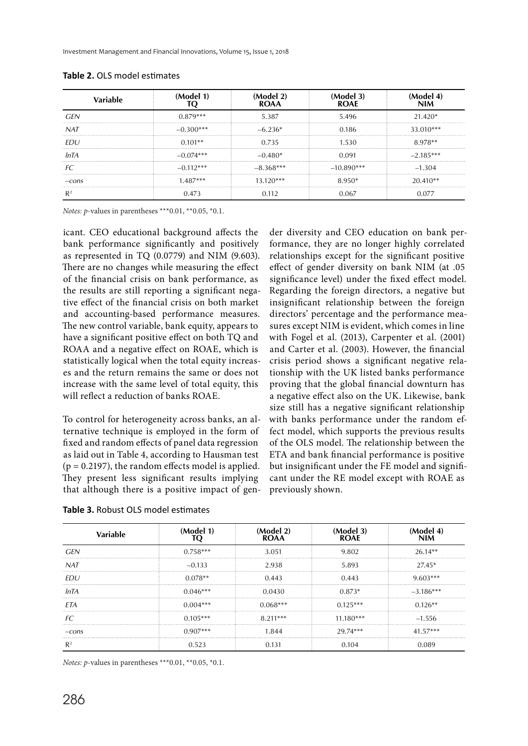**Table 2.** OLS model estimates

| Variable | (Model 1) TQ | (Model 2) ROAA | (Model 3) ROAE | (Model 4) NIM |
|---|---|---|---|---|
| *GEN* | 0.879*** | 5.387 | 5.496 | 21.420* |
| *NAT* | –0.300*** | –6.236* | 0.186 | 33.010*** |
| *EDU* | 0.101** | 0.735 | 1.530 | 8.978** |
| *lnTA* | –0.074*** | –0.480* | 0.091 | –2.185*** |
| *FC* | –0.112*** | –8.368*** | –10.890*** | –1.304 |
| *–cons* | 1.487*** | 13.120*** | 8.950* | 20.410** |
| $R^2$ | 0.473 | 0.112 | 0.067 | 0.077 |

*Notes: p*-values in parentheses ***0.01, **0.05, *0.1.

icant. CEO educational background affects the bank performance significantly and positively as represented in TQ (0.0779) and NIM (9.603). There are no changes while measuring the effect of the financial crisis on bank performance, as the results are still reporting a significant negative effect of the financial crisis on both market and accounting-based performance measures. The new control variable, bank equity, appears to have a significant positive effect on both TQ and ROAA and a negative effect on ROAE, which is statistically logical when the total equity increases and the return remains the same or does not increase with the same level of total equity, this will reflect a reduction of banks ROAE.

To control for heterogeneity across banks, an alternative technique is employed in the form of fixed and random effects of panel data regression as laid out in Table 4, according to Hausman test ($p = 0.2197$), the random effects model is applied. They present less significant results implying that although there is a positive impact of gender diversity and CEO education on bank performance, they are no longer highly correlated relationships except for the significant positive effect of gender diversity on bank NIM (at .05 significance level) under the fixed effect model. Regarding the foreign directors, a negative but insignificant relationship between the foreign directors' percentage and the performance measures except NIM is evident, which comes in line with Fogel et al. (2013), Carpenter et al. (2001) and Carter et al. (2003). However, the financial crisis period shows a significant negative relationship with the UK listed banks performance proving that the global financial downturn has a negative effect also on the UK. Likewise, bank size still has a negative significant relationship with banks performance under the random effect model, which supports the previous results of the OLS model. The relationship between the ETA and bank financial performance is positive but insignificant under the FE model and significant under the RE model except with ROAE as previously shown.

**Table 3.** Robust OLS model estimates

| Variable | (Model 1) TQ | (Model 2) ROAA | (Model 3) ROAE | (Model 4) NIM |
|---|---|---|---|---|
| *GEN* | 0.758*** | 3.051 | 9.802 | 26.14** |
| *NAT* | –0.133 | 2.938 | 5.893 | 27.45* |
| *EDU* | 0.078** | 0.443 | 0.443 | 9.603*** |
| *lnTA* | 0.046*** | 0.0430 | 0.873* | –3.186*** |
| *ETA* | 0.004*** | 0.068*** | 0.125*** | 0.126** |
| *FC* | 0.105*** | 8.211*** | 11.180*** | –1.556 |
| *–cons* | 0.907*** | 1.844 | 29.74*** | 41.57*** |
| $R^2$ | 0.523 | 0.131 | 0.104 | 0.089 |

*Notes: p*-values in parentheses ***0.01, **0.05, *0.1.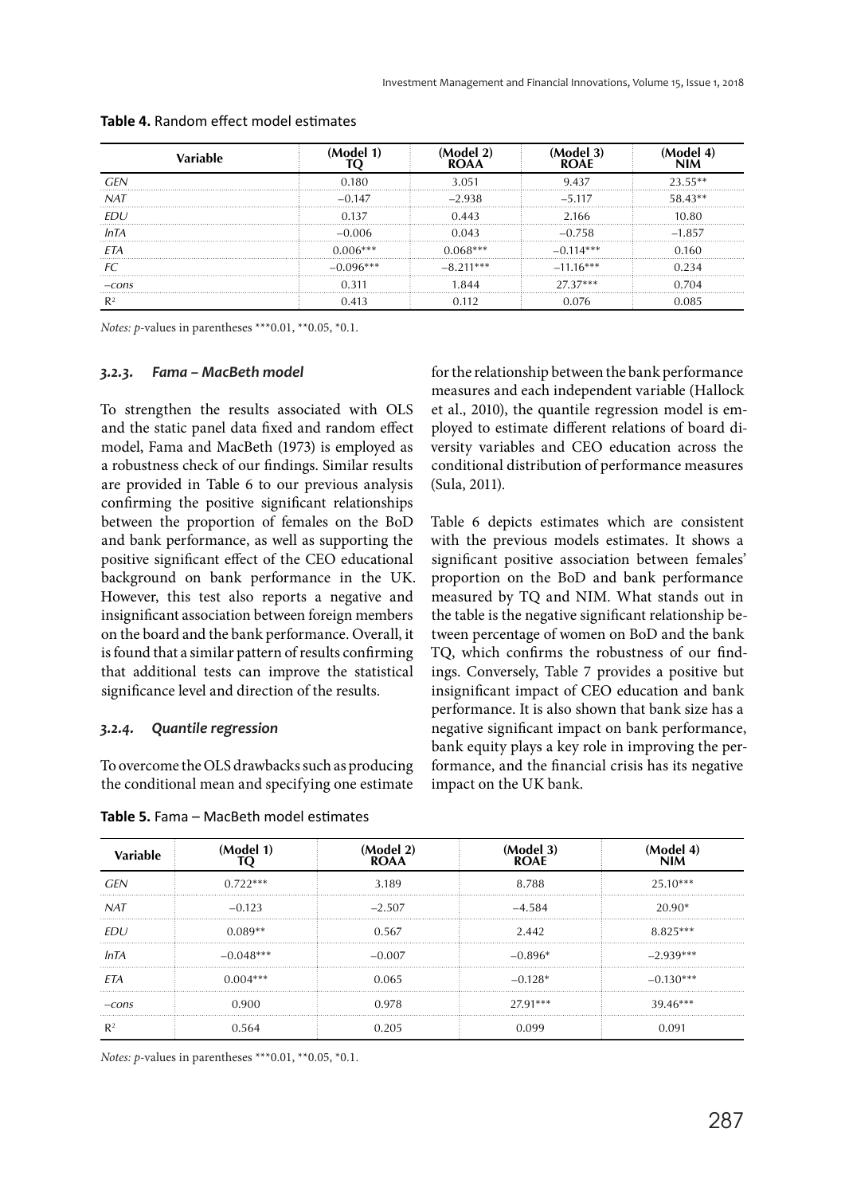**Table 4.** Random effect model estimates

| Variable | (Model 1) TQ | (Model 2) ROAA | (Model 3) ROAE | (Model 4) NIM |
|---|---|---|---|---|
| *GEN* | 0.180 | 3.051 | 9.437 | 23.55** |
| *NAT* | –0.147 | –2.938 | –5.117 | 58.43** |
| *EDU* | 0.137 | 0.443 | 2.166 | 10.80 |
| *lnTA* | –0.006 | 0.043 | –0.758 | –1.857 |
| *ETA* | 0.006*** | 0.068*** | –0.114*** | 0.160 |
| *FC* | –0.096*** | –8.211*** | –11.16*** | 0.234 |
| *–cons* | 0.311 | 1.844 | 27.37*** | 0.704 |
| $R^2$ | 0.413 | 0.112 | 0.076 | 0.085 |

*Notes: p*-values in parentheses ***0.01, **0.05, *0.1.

### *3.2.3. Fama – MacBeth model*

To strengthen the results associated with OLS and the static panel data fixed and random effect model, Fama and MacBeth (1973) is employed as a robustness check of our findings. Similar results are provided in Table 6 to our previous analysis confirming the positive significant relationships between the proportion of females on the BoD and bank performance, as well as supporting the positive significant effect of the CEO educational background on bank performance in the UK. However, this test also reports a negative and insignificant association between foreign members on the board and the bank performance. Overall, it is found that a similar pattern of results confirming that additional tests can improve the statistical significance level and direction of the results.

### *3.2.4. Quantile regression*

To overcome the OLS drawbacks such as producing the conditional mean and specifying one estimate for the relationship between the bank performance measures and each independent variable (Hallock et al., 2010), the quantile regression model is employed to estimate different relations of board diversity variables and CEO education across the conditional distribution of performance measures (Sula, 2011).

Table 6 depicts estimates which are consistent with the previous models estimates. It shows a significant positive association between females' proportion on the BoD and bank performance measured by TQ and NIM. What stands out in the table is the negative significant relationship between percentage of women on BoD and the bank TQ, which confirms the robustness of our findings. Conversely, Table 7 provides a positive but insignificant impact of CEO education and bank performance. It is also shown that bank size has a negative significant impact on bank performance, bank equity plays a key role in improving the performance, and the financial crisis has its negative impact on the UK bank.

**Table 5.** Fama – MacBeth model estimates

| Variable | (Model 1) TQ | (Model 2) ROAA | (Model 3) ROAE | (Model 4) NIM |
|---|---|---|---|---|
| *GEN* | 0.722*** | 3.189 | 8.788 | 25.10*** |
| *NAT* | –0.123 | –2.507 | –4.584 | 20.90* |
| *EDU* | 0.089** | 0.567 | 2.442 | 8.825*** |
| *lnTA* | –0.048*** | –0.007 | –0.896* | –2.939*** |
| *ETA* | 0.004*** | 0.065 | –0.128* | –0.130*** |
| *–cons* | 0.900 | 0.978 | 27.91*** | 39.46*** |
| $R^2$ | 0.564 | 0.205 | 0.099 | 0.091 |

*Notes: p*-values in parentheses ***0.01, **0.05, *0.1.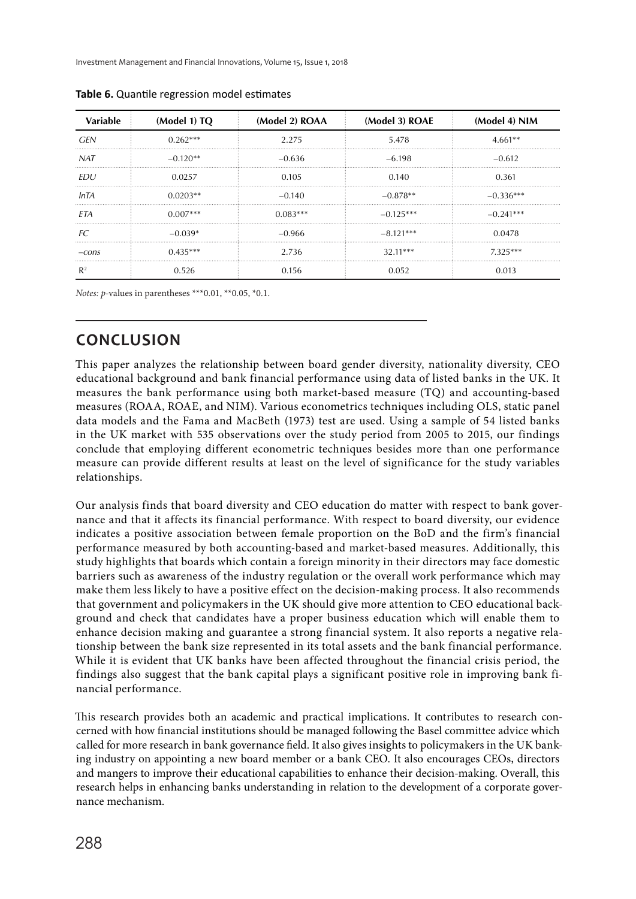**Table 6.** Quantile regression model estimates

| Variable | (Model 1) TQ | (Model 2) ROAA | (Model 3) ROAE | (Model 4) NIM |
|---|---|---|---|---|
| *GEN* | 0.262*** | 2.275 | 5.478 | 4.661** |
| *NAT* | –0.120** | –0.636 | –6.198 | –0.612 |
| *EDU* | 0.0257 | 0.105 | 0.140 | 0.361 |
| *lnTA* | 0.0203** | –0.140 | –0.878** | –0.336*** |
| *ETA* | 0.007*** | 0.083*** | –0.125*** | –0.241*** |
| *FC* | –0.039* | –0.966 | –8.121*** | 0.0478 |
| *–cons* | 0.435*** | 2.736 | 32.11*** | 7.325*** |
| $R^2$ | 0.526 | 0.156 | 0.052 | 0.013 |

*Notes: p*-values in parentheses ***0.01, **0.05, *0.1.

## CONCLUSION

This paper analyzes the relationship between board gender diversity, nationality diversity, CEO educational background and bank financial performance using data of listed banks in the UK. It measures the bank performance using both market-based measure (TQ) and accounting-based measures (ROAA, ROAE, and NIM). Various econometrics techniques including OLS, static panel data models and the Fama and MacBeth (1973) test are used. Using a sample of 54 listed banks in the UK market with 535 observations over the study period from 2005 to 2015, our findings conclude that employing different econometric techniques besides more than one performance measure can provide different results at least on the level of significance for the study variables relationships.

Our analysis finds that board diversity and CEO education do matter with respect to bank governance and that it affects its financial performance. With respect to board diversity, our evidence indicates a positive association between female proportion on the BoD and the firm's financial performance measured by both accounting-based and market-based measures. Additionally, this study highlights that boards which contain a foreign minority in their directors may face domestic barriers such as awareness of the industry regulation or the overall work performance which may make them less likely to have a positive effect on the decision-making process. It also recommends that government and policymakers in the UK should give more attention to CEO educational background and check that candidates have a proper business education which will enable them to enhance decision making and guarantee a strong financial system. It also reports a negative relationship between the bank size represented in its total assets and the bank financial performance. While it is evident that UK banks have been affected throughout the financial crisis period, the findings also suggest that the bank capital plays a significant positive role in improving bank financial performance.

This research provides both an academic and practical implications. It contributes to research concerned with how financial institutions should be managed following the Basel committee advice which called for more research in bank governance field. It also gives insights to policymakers in the UK banking industry on appointing a new board member or a bank CEO. It also encourages CEOs, directors and mangers to improve their educational capabilities to enhance their decision-making. Overall, this research helps in enhancing banks understanding in relation to the development of a corporate governance mechanism.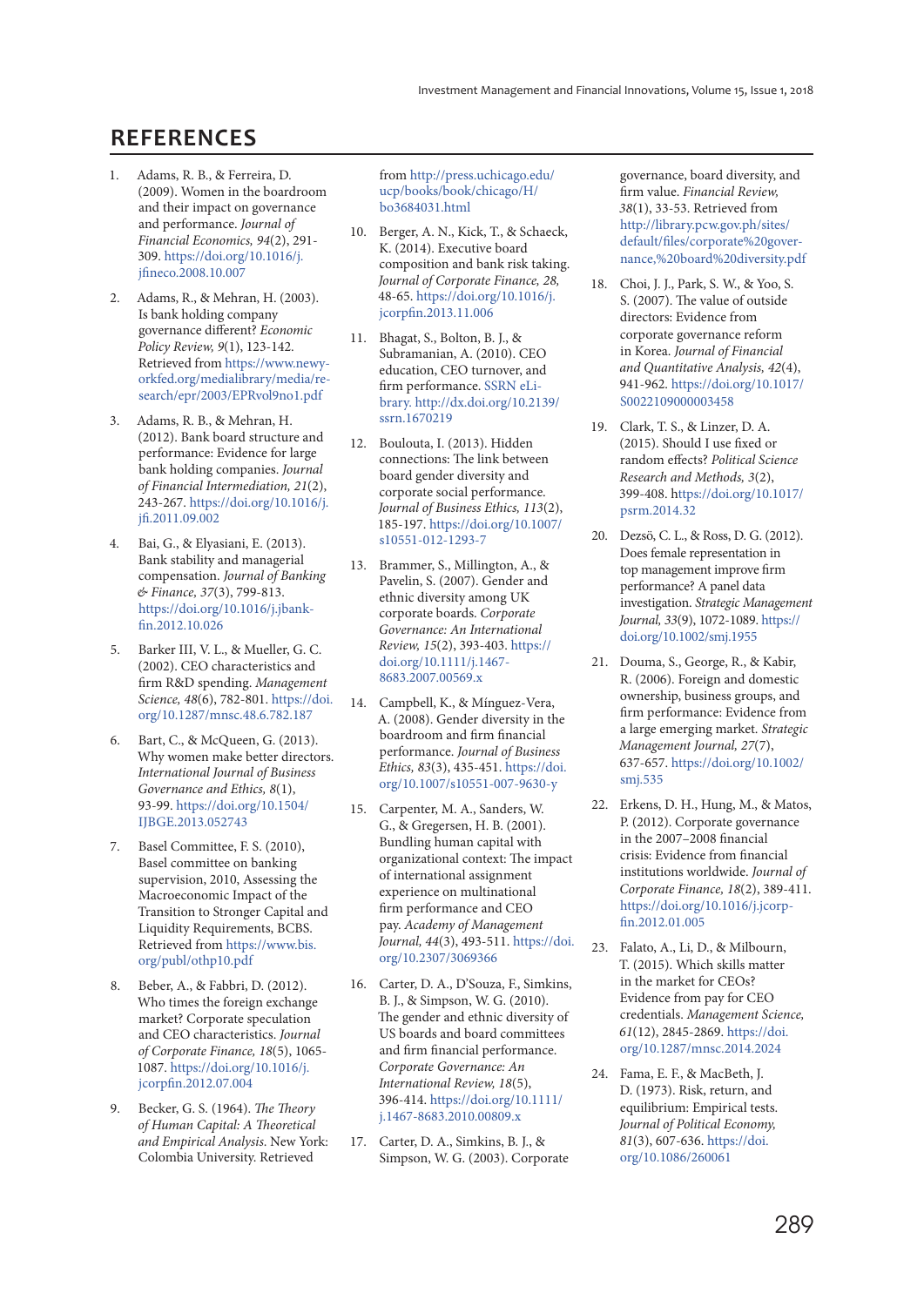## REFERENCES

1. Adams, R. B., & Ferreira, D. (2009). Women in the boardroom and their impact on governance and performance. *Journal of Financial Economics, 94*(2), 291-309. https://doi.org/10.1016/j.jfineco.2008.10.007
2. Adams, R., & Mehran, H. (2003). Is bank holding company governance different? *Economic Policy Review, 9*(1), 123-142. Retrieved from https://www.newyorkfed.org/medialibrary/media/research/epr/2003/EPRvol9no1.pdf
3. Adams, R. B., & Mehran, H. (2012). Bank board structure and performance: Evidence for large bank holding companies. *Journal of Financial Intermediation, 21*(2), 243-267. https://doi.org/10.1016/j.jfi.2011.09.002
4. Bai, G., & Elyasiani, E. (2013). Bank stability and managerial compensation. *Journal of Banking & Finance, 37*(3), 799-813. https://doi.org/10.1016/j.jbankfin.2012.10.026
5. Barker III, V. L., & Mueller, G. C. (2002). CEO characteristics and firm R&D spending. *Management Science, 48*(6), 782-801. https://doi.org/10.1287/mnsc.48.6.782.187
6. Bart, C., & McQueen, G. (2013). Why women make better directors. *International Journal of Business Governance and Ethics, 8*(1), 93-99. https://doi.org/10.1504/IJBGE.2013.052743
7. Basel Committee, F. S. (2010), Basel committee on banking supervision, 2010, Assessing the Macroeconomic Impact of the Transition to Stronger Capital and Liquidity Requirements, BCBS. Retrieved from https://www.bis.org/publ/othp10.pdf
8. Beber, A., & Fabbri, D. (2012). Who times the foreign exchange market? Corporate speculation and CEO characteristics. *Journal of Corporate Finance, 18*(5), 1065-1087. https://doi.org/10.1016/j.jcorpfin.2012.07.004
9. Becker, G. S. (1964). *The Theory of Human Capital: A Theoretical and Empirical Analysis*. New York: Colombia University. Retrieved from http://press.uchicago.edu/ucp/books/book/chicago/H/bo3684031.html
10. Berger, A. N., Kick, T., & Schaeck, K. (2014). Executive board composition and bank risk taking. *Journal of Corporate Finance, 28*, 48-65. https://doi.org/10.1016/j.jcorpfin.2013.11.006
11. Bhagat, S., Bolton, B. J., & Subramanian, A. (2010). CEO education, CEO turnover, and firm performance. SSRN eLibrary. http://dx.doi.org/10.2139/ssrn.1670219
12. Boulouta, I. (2013). Hidden connections: The link between board gender diversity and corporate social performance. *Journal of Business Ethics, 113*(2), 185-197. https://doi.org/10.1007/s10551-012-1293-7
13. Brammer, S., Millington, A., & Pavelin, S. (2007). Gender and ethnic diversity among UK corporate boards. *Corporate Governance: An International Review, 15*(2), 393-403. https://doi.org/10.1111/j.1467-8683.2007.00569.x
14. Campbell, K., & Mínguez-Vera, A. (2008). Gender diversity in the boardroom and firm financial performance. *Journal of Business Ethics, 83*(3), 435-451. https://doi.org/10.1007/s10551-007-9630-y
15. Carpenter, M. A., Sanders, W. G., & Gregersen, H. B. (2001). Bundling human capital with organizational context: The impact of international assignment experience on multinational firm performance and CEO pay. *Academy of Management Journal, 44*(3), 493-511. https://doi.org/10.2307/3069366
16. Carter, D. A., D'Souza, F., Simkins, B. J., & Simpson, W. G. (2010). The gender and ethnic diversity of US boards and board committees and firm financial performance. *Corporate Governance: An International Review, 18*(5), 396-414. https://doi.org/10.1111/j.1467-8683.2010.00809.x
17. Carter, D. A., Simkins, B. J., & Simpson, W. G. (2003). Corporate governance, board diversity, and firm value. *Financial Review, 38*(1), 33-53. Retrieved from http://library.pcw.gov.ph/sites/default/files/corporate%20governance,%20board%20diversity.pdf
18. Choi, J. J., Park, S. W., & Yoo, S. S. (2007). The value of outside directors: Evidence from corporate governance reform in Korea. *Journal of Financial and Quantitative Analysis, 42*(4), 941-962. https://doi.org/10.1017/S0022109000003458
19. Clark, T. S., & Linzer, D. A. (2015). Should I use fixed or random effects? *Political Science Research and Methods, 3*(2), 399-408. https://doi.org/10.1017/psrm.2014.32
20. Dezsö, C. L., & Ross, D. G. (2012). Does female representation in top management improve firm performance? A panel data investigation. *Strategic Management Journal, 33*(9), 1072-1089. https://doi.org/10.1002/smj.1955
21. Douma, S., George, R., & Kabir, R. (2006). Foreign and domestic ownership, business groups, and firm performance: Evidence from a large emerging market. *Strategic Management Journal, 27*(7), 637-657. https://doi.org/10.1002/smj.535
22. Erkens, D. H., Hung, M., & Matos, P. (2012). Corporate governance in the 2007–2008 financial crisis: Evidence from financial institutions worldwide. *Journal of Corporate Finance, 18*(2), 389-411. https://doi.org/10.1016/j.jcorpfin.2012.01.005
23. Falato, A., Li, D., & Milbourn, T. (2015). Which skills matter in the market for CEOs? Evidence from pay for CEO credentials. *Management Science, 61*(12), 2845-2869. https://doi.org/10.1287/mnsc.2014.2024
24. Fama, E. F., & MacBeth, J. D. (1973). Risk, return, and equilibrium: Empirical tests. *Journal of Political Economy, 81*(3), 607-636. https://doi.org/10.1086/260061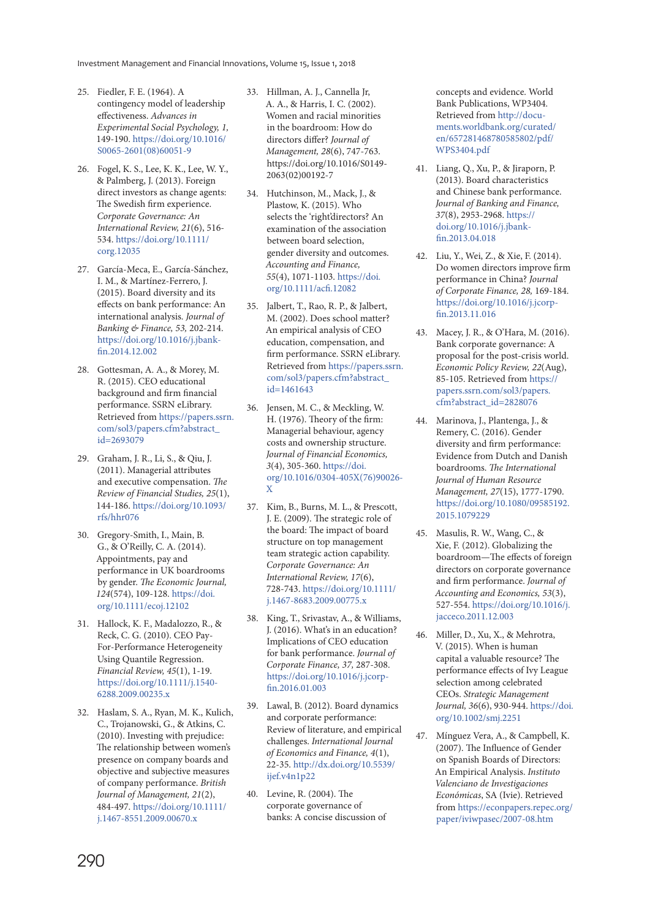25. Fiedler, F. E. (1964). A contingency model of leadership effectiveness. *Advances in Experimental Social Psychology, 1,* 149-190. https://doi.org/10.1016/S0065-2601(08)60051-9

26. Fogel, K. S., Lee, K. K., Lee, W. Y., & Palmberg, J. (2013). Foreign direct investors as change agents: The Swedish firm experience. *Corporate Governance: An International Review, 21*(6), 516-534. https://doi.org/10.1111/corg.12035

27. García-Meca, E., García-Sánchez, I. M., & Martínez-Ferrero, J. (2015). Board diversity and its effects on bank performance: An international analysis. *Journal of Banking & Finance, 53,* 202-214. https://doi.org/10.1016/j.jbankfin.2014.12.002

28. Gottesman, A. A., & Morey, M. R. (2015). CEO educational background and firm financial performance. SSRN eLibrary. Retrieved from https://papers.ssrn.com/sol3/papers.cfm?abstract_id=2693079

29. Graham, J. R., Li, S., & Qiu, J. (2011). Managerial attributes and executive compensation. *The Review of Financial Studies, 25*(1), 144-186. https://doi.org/10.1093/rfs/hhr076

30. Gregory-Smith, I., Main, B. G., & O'Reilly, C. A. (2014). Appointments, pay and performance in UK boardrooms by gender. *The Economic Journal, 124*(574), 109-128. https://doi.org/10.1111/ecoj.12102

31. Hallock, K. F., Madalozzo, R., & Reck, C. G. (2010). CEO Pay-For-Performance Heterogeneity Using Quantile Regression. *Financial Review, 45*(1), 1-19. https://doi.org/10.1111/j.1540-6288.2009.00235.x

32. Haslam, S. A., Ryan, M. K., Kulich, C., Trojanowski, G., & Atkins, C. (2010). Investing with prejudice: The relationship between women's presence on company boards and objective and subjective measures of company performance. *British Journal of Management, 21*(2), 484-497. https://doi.org/10.1111/j.1467-8551.2009.00670.x

33. Hillman, A. J., Cannella Jr, A. A., & Harris, I. C. (2002). Women and racial minorities in the boardroom: How do directors differ? *Journal of Management, 28*(6), 747-763. https://doi.org/10.1016/S0149-2063(02)00192-7

34. Hutchinson, M., Mack, J., & Plastow, K. (2015). Who selects the 'right'directors? An examination of the association between board selection, gender diversity and outcomes. *Accounting and Finance, 55*(4), 1071-1103. https://doi.org/10.1111/acfi.12082

35. Jalbert, T., Rao, R. P., & Jalbert, M. (2002). Does school matter? An empirical analysis of CEO education, compensation, and firm performance. SSRN eLibrary. Retrieved from https://papers.ssrn.com/sol3/papers.cfm?abstract_id=1461643

36. Jensen, M. C., & Meckling, W. H. (1976). Theory of the firm: Managerial behaviour, agency costs and ownership structure. *Journal of Financial Economics, 3*(4), 305-360. https://doi.org/10.1016/0304-405X(76)90026-X

37. Kim, B., Burns, M. L., & Prescott, J. E. (2009). The strategic role of the board: The impact of board structure on top management team strategic action capability. *Corporate Governance: An International Review, 17*(6), 728-743. https://doi.org/10.1111/j.1467-8683.2009.00775.x

38. King, T., Srivastav, A., & Williams, J. (2016). What's in an education? Implications of CEO education for bank performance. *Journal of Corporate Finance, 37,* 287-308. https://doi.org/10.1016/j.jcorpfin.2016.01.003

39. Lawal, B. (2012). Board dynamics and corporate performance: Review of literature, and empirical challenges. *International Journal of Economics and Finance, 4*(1), 22-35. http://dx.doi.org/10.5539/ijef.v4n1p22

40. Levine, R. (2004). The corporate governance of banks: A concise discussion of concepts and evidence. World Bank Publications, WP3404. Retrieved from http://documents.worldbank.org/curated/en/657281468780585802/pdf/WPS3404.pdf

41. Liang, Q., Xu, P., & Jiraporn, P. (2013). Board characteristics and Chinese bank performance. *Journal of Banking and Finance, 37*(8), 2953-2968. https://doi.org/10.1016/j.jbankfin.2013.04.018

42. Liu, Y., Wei, Z., & Xie, F. (2014). Do women directors improve firm performance in China? *Journal of Corporate Finance, 28,* 169-184. https://doi.org/10.1016/j.jcorpfin.2013.11.016

43. Macey, J. R., & O'Hara, M. (2016). Bank corporate governance: A proposal for the post-crisis world. *Economic Policy Review, 22*(Aug), 85-105. Retrieved from https://papers.ssrn.com/sol3/papers.cfm?abstract_id=2828076

44. Marinova, J., Plantenga, J., & Remery, C. (2016). Gender diversity and firm performance: Evidence from Dutch and Danish boardrooms. *The International Journal of Human Resource Management, 27*(15), 1777-1790. https://doi.org/10.1080/09585192.2015.1079229

45. Masulis, R. W., Wang, C., & Xie, F. (2012). Globalizing the boardroom—The effects of foreign directors on corporate governance and firm performance. *Journal of Accounting and Economics, 53*(3), 527-554. https://doi.org/10.1016/j.jacceco.2011.12.003

46. Miller, D., Xu, X., & Mehrotra, V. (2015). When is human capital a valuable resource? The performance effects of Ivy League selection among celebrated CEOs. *Strategic Management Journal, 36*(6), 930-944. https://doi.org/10.1002/smj.2251

47. Mínguez Vera, A., & Campbell, K. (2007). The Influence of Gender on Spanish Boards of Directors: An Empirical Analysis. *Instituto Valenciano de Investigaciones Económicas*, SA (Ivie). Retrieved from https://econpapers.repec.org/paper/iviwpasec/2007-08.htm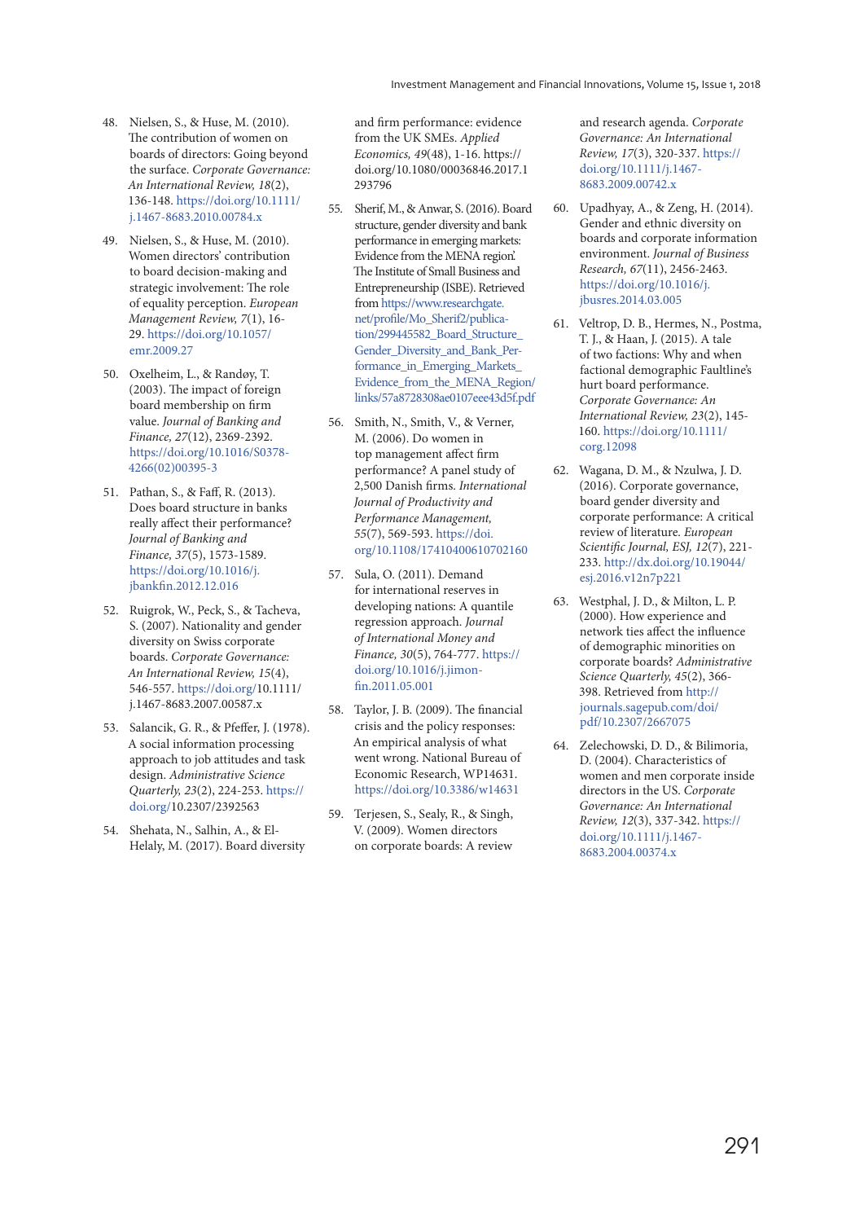48. Nielsen, S., & Huse, M. (2010). The contribution of women on boards of directors: Going beyond the surface. *Corporate Governance: An International Review, 18*(2), 136-148. https://doi.org/10.1111/j.1467-8683.2010.00784.x

49. Nielsen, S., & Huse, M. (2010). Women directors' contribution to board decision-making and strategic involvement: The role of equality perception. *European Management Review, 7*(1), 16-29. https://doi.org/10.1057/emr.2009.27

50. Oxelheim, L., & Randøy, T. (2003). The impact of foreign board membership on firm value. *Journal of Banking and Finance, 27*(12), 2369-2392. https://doi.org/10.1016/S0378-4266(02)00395-3

51. Pathan, S., & Faff, R. (2013). Does board structure in banks really affect their performance? *Journal of Banking and Finance, 37*(5), 1573-1589. https://doi.org/10.1016/j.jbankfin.2012.12.016

52. Ruigrok, W., Peck, S., & Tacheva, S. (2007). Nationality and gender diversity on Swiss corporate boards. *Corporate Governance: An International Review, 15*(4), 546-557. https://doi.org/10.1111/j.1467-8683.2007.00587.x

53. Salancik, G. R., & Pfeffer, J. (1978). A social information processing approach to job attitudes and task design. *Administrative Science Quarterly, 23*(2), 224-253. https://doi.org/10.2307/2392563

54. Shehata, N., Salhin, A., & El-Helaly, M. (2017). Board diversity and firm performance: evidence from the UK SMEs. *Applied Economics, 49*(48), 1-16. https://doi.org/10.1080/00036846.2017.1293796

55. Sherif, M., & Anwar, S. (2016). Board structure, gender diversity and bank performance in emerging markets: Evidence from the MENA region. The Institute of Small Business and Entrepreneurship (ISBE). Retrieved from https://www.researchgate.net/profile/Mo_Sherif2/publication/299445582_Board_Structure_Gender_Diversity_and_Bank_Performance_in_Emerging_Markets_Evidence_from_the_MENA_Region/links/57a8728308ae0107eee43d5f.pdf

56. Smith, N., Smith, V., & Verner, M. (2006). Do women in top management affect firm performance? A panel study of 2,500 Danish firms. *International Journal of Productivity and Performance Management, 55*(7), 569-593. https://doi.org/10.1108/17410400610702160

57. Sula, O. (2011). Demand for international reserves in developing nations: A quantile regression approach. *Journal of International Money and Finance, 30*(5), 764-777. https://doi.org/10.1016/j.jimonfin.2011.05.001

58. Taylor, J. B. (2009). The financial crisis and the policy responses: An empirical analysis of what went wrong. National Bureau of Economic Research, WP14631. https://doi.org/10.3386/w14631

59. Terjesen, S., Sealy, R., & Singh, V. (2009). Women directors on corporate boards: A review and research agenda. *Corporate Governance: An International Review, 17*(3), 320-337. https://doi.org/10.1111/j.1467-8683.2009.00742.x

60. Upadhyay, A., & Zeng, H. (2014). Gender and ethnic diversity on boards and corporate information environment. *Journal of Business Research, 67*(11), 2456-2463. https://doi.org/10.1016/j.jbusres.2014.03.005

61. Veltrop, D. B., Hermes, N., Postma, T. J., & Haan, J. (2015). A tale of two factions: Why and when factional demographic Faultline's hurt board performance. *Corporate Governance: An International Review, 23*(2), 145-160. https://doi.org/10.1111/corg.12098

62. Wagana, D. M., & Nzulwa, J. D. (2016). Corporate governance, board gender diversity and corporate performance: A critical review of literature. *European Scientific Journal, ESJ, 12*(7), 221-233. http://dx.doi.org/10.19044/esj.2016.v12n7p221

63. Westphal, J. D., & Milton, L. P. (2000). How experience and network ties affect the influence of demographic minorities on corporate boards? *Administrative Science Quarterly, 45*(2), 366-398. Retrieved from http://journals.sagepub.com/doi/pdf/10.2307/2667075

64. Zelechowski, D. D., & Bilimoria, D. (2004). Characteristics of women and men corporate inside directors in the US. *Corporate Governance: An International Review, 12*(3), 337-342. https://doi.org/10.1111/j.1467-8683.2004.00374.x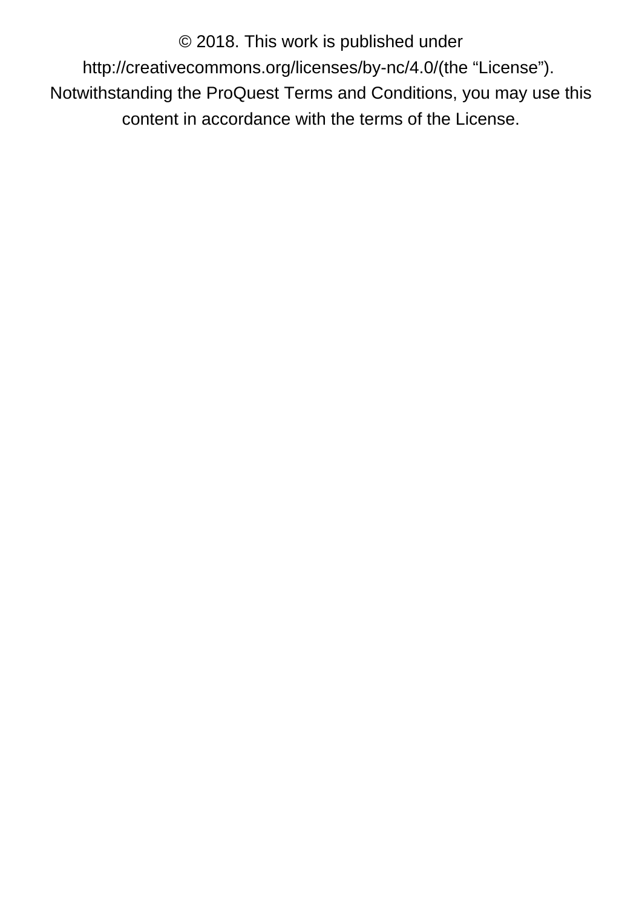© 2018. This work is published under http://creativecommons.org/licenses/by-nc/4.0/(the “License”). Notwithstanding the ProQuest Terms and Conditions, you may use this content in accordance with the terms of the License.